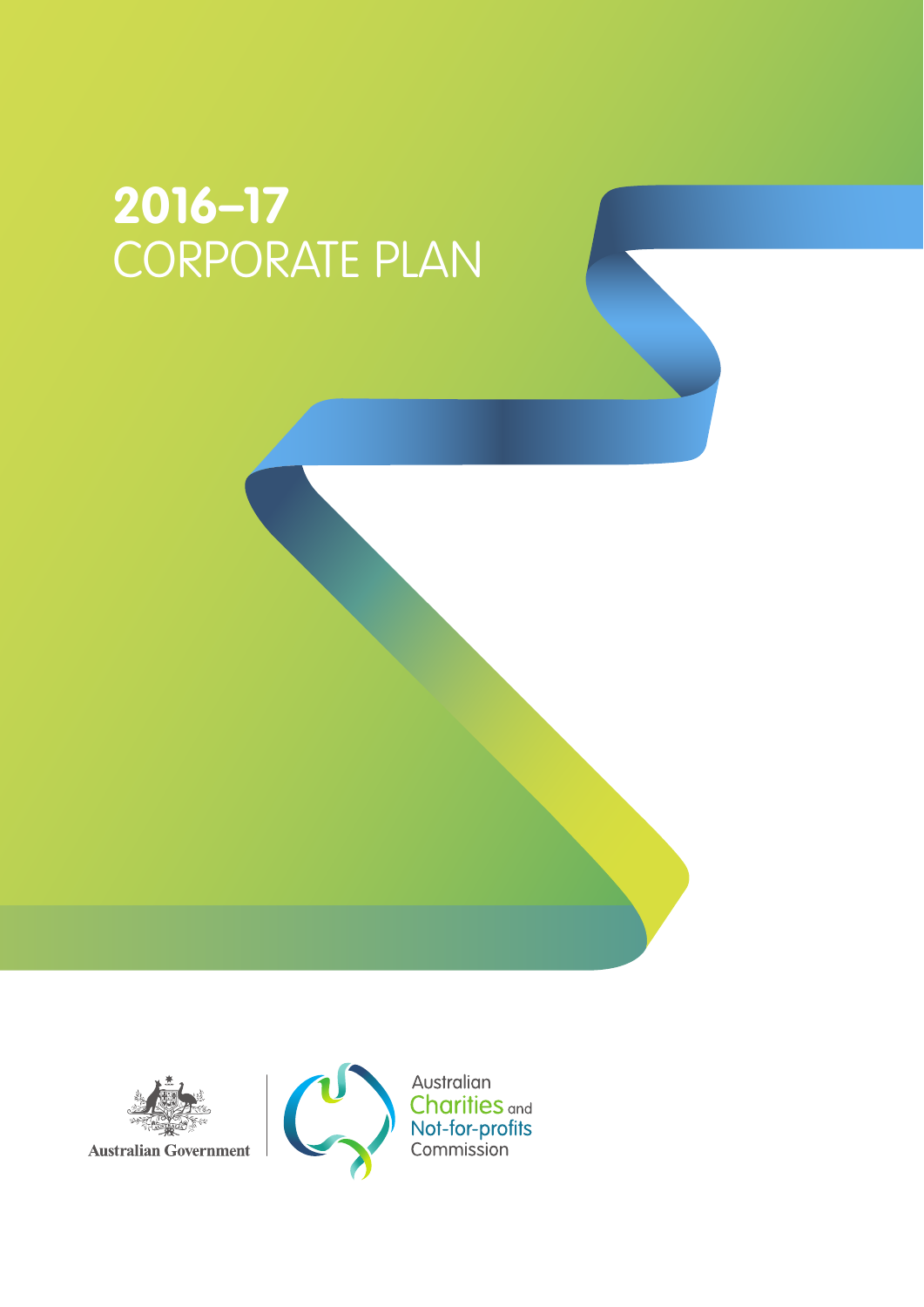# 2016–17 CORPORATE PLAN

Australian Government

Australian Charities and Not-for-profits Commission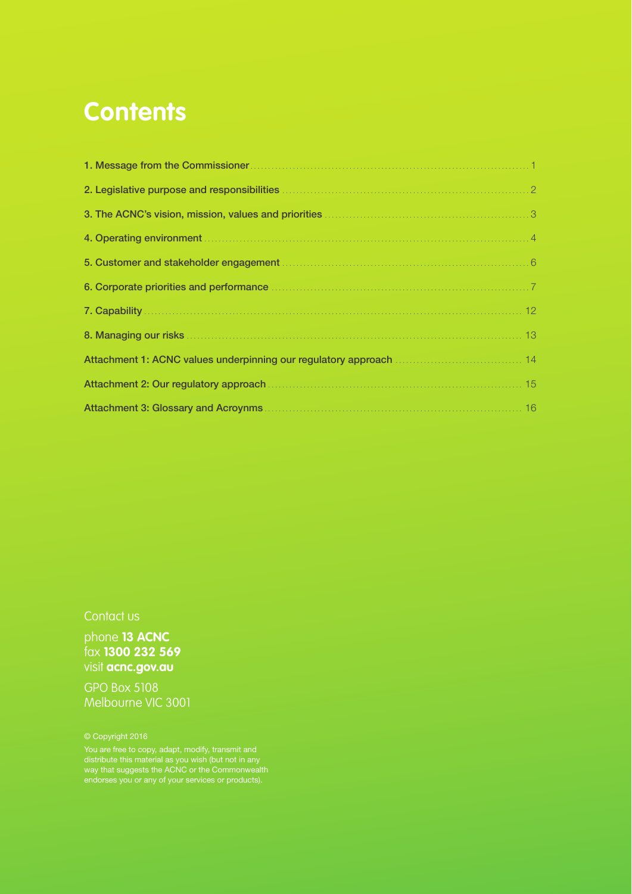# Contents

1. Message from the Commissioner ........ 1
2. Legislative purpose and responsibilities ........ 2
3. The ACNC's vision, mission, values and priorities ........ 3
4. Operating environment ........ 4
5. Customer and stakeholder engagement ........ 6
6. Corporate priorities and performance ........ 7
7. Capability ........ 12
8. Managing our risks ........ 13

Attachment 1: ACNC values underpinning our regulatory approach ........ 14

Attachment 2: Our regulatory approach ........ 15

Attachment 3: Glossary and Acroynms ........ 16

Contact us

phone **13 ACNC**
fax **1300 232 569**
visit **acnc.gov.au**

GPO Box 5108
Melbourne VIC 3001

© Copyright 2016

You are free to copy, adapt, modify, transmit and distribute this material as you wish (but not in any way that suggests the ACNC or the Commonwealth endorses you or any of your services or products).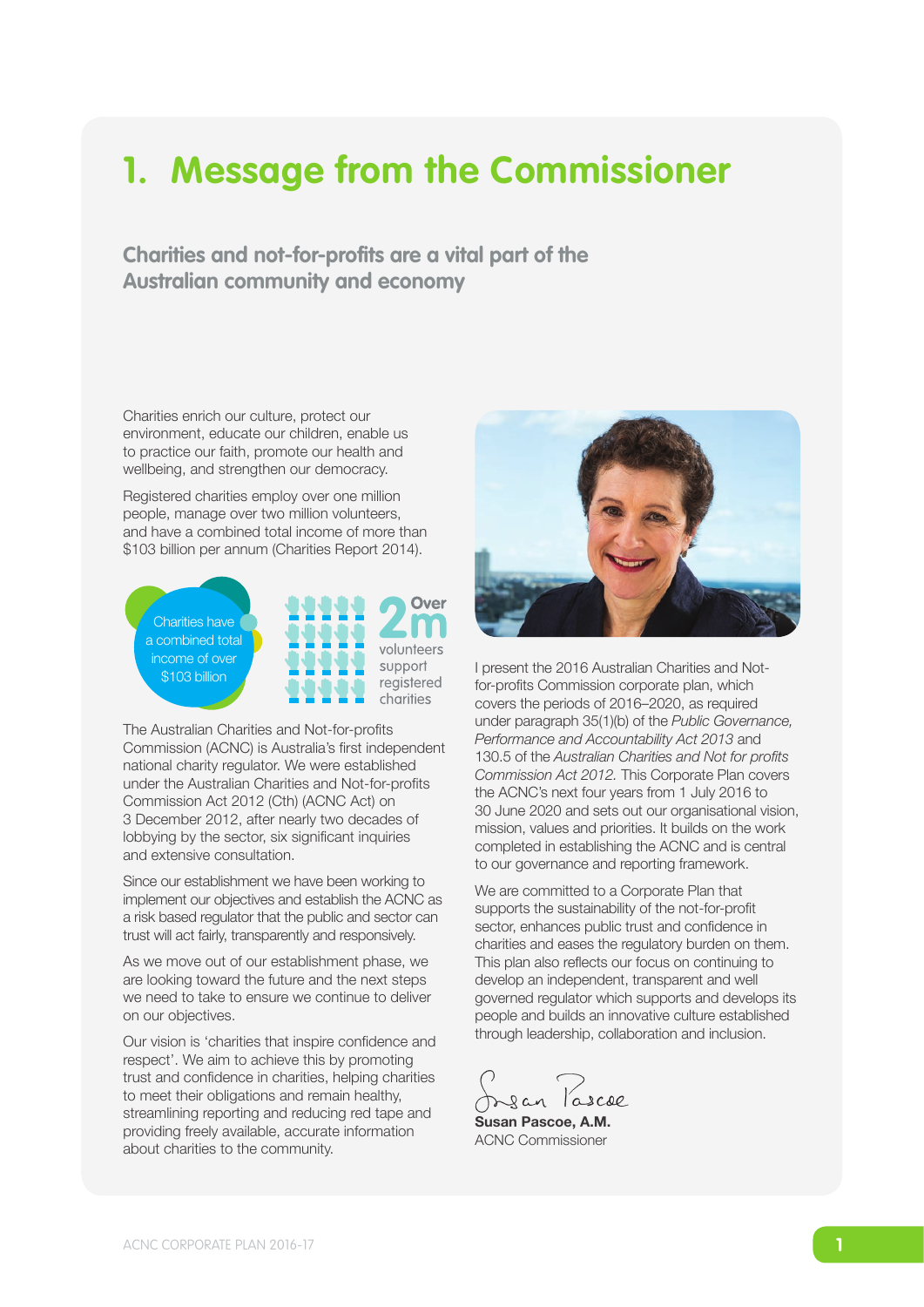# 1. Message from the Commissioner

## Charities and not-for-profits are a vital part of the Australian community and economy

Charities enrich our culture, protect our environment, educate our children, enable us to practice our faith, promote our health and wellbeing, and strengthen our democracy.

Registered charities employ over one million people, manage over two million volunteers, and have a combined total income of more than $103 billion per annum (Charities Report 2014).

Charities have a combined total income of over $103 billion

Over 2m volunteers support registered charities

The Australian Charities and Not-for-profits Commission (ACNC) is Australia's first independent national charity regulator. We were established under the Australian Charities and Not-for-profits Commission Act 2012 (Cth) (ACNC Act) on 3 December 2012, after nearly two decades of lobbying by the sector, six significant inquiries and extensive consultation.

Since our establishment we have been working to implement our objectives and establish the ACNC as a risk based regulator that the public and sector can trust will act fairly, transparently and responsively.

As we move out of our establishment phase, we are looking toward the future and the next steps we need to take to ensure we continue to deliver on our objectives.

Our vision is 'charities that inspire confidence and respect'. We aim to achieve this by promoting trust and confidence in charities, helping charities to meet their obligations and remain healthy, streamlining reporting and reducing red tape and providing freely available, accurate information about charities to the community.

I present the 2016 Australian Charities and Not-for-profits Commission corporate plan, which covers the periods of 2016–2020, as required under paragraph 35(1)(b) of the *Public Governance, Performance and Accountability Act 2013* and 130.5 of the *Australian Charities and Not for profits Commission Act 2012.* This Corporate Plan covers the ACNC's next four years from 1 July 2016 to 30 June 2020 and sets out our organisational vision, mission, values and priorities. It builds on the work completed in establishing the ACNC and is central to our governance and reporting framework.

We are committed to a Corporate Plan that supports the sustainability of the not-for-profit sector, enhances public trust and confidence in charities and eases the regulatory burden on them. This plan also reflects our focus on continuing to develop an independent, transparent and well governed regulator which supports and develops its people and builds an innovative culture established through leadership, collaboration and inclusion.

**Susan Pascoe, A.M.**
ACNC Commissioner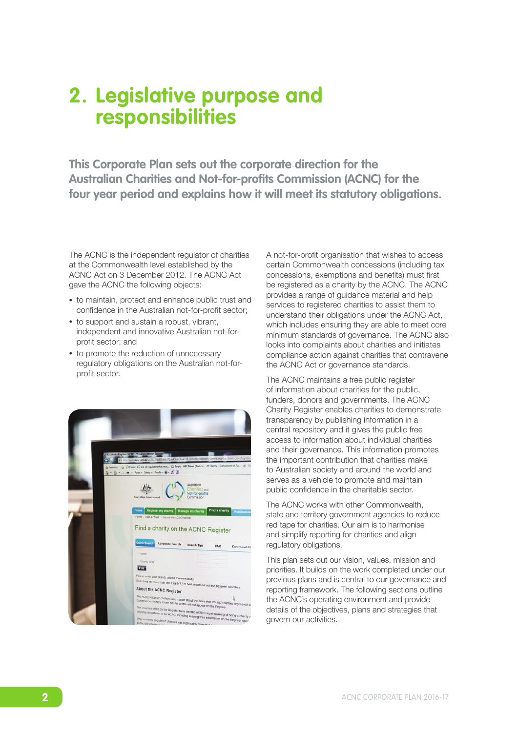# 2. Legislative purpose and responsibilities

**This Corporate Plan sets out the corporate direction for the Australian Charities and Not-for-profits Commission (ACNC) for the four year period and explains how it will meet its statutory obligations.**

The ACNC is the independent regulator of charities at the Commonwealth level established by the ACNC Act on 3 December 2012. The ACNC Act gave the ACNC the following objects:

- to maintain, protect and enhance public trust and confidence in the Australian not-for-profit sector;
- to support and sustain a robust, vibrant, independent and innovative Australian not-for-profit sector; and
- to promote the reduction of unnecessary regulatory obligations on the Australian not-for-profit sector.

A not-for-profit organisation that wishes to access certain Commonwealth concessions (including tax concessions, exemptions and benefits) must first be registered as a charity by the ACNC. The ACNC provides a range of guidance material and help services to registered charities to assist them to understand their obligations under the ACNC Act, which includes ensuring they are able to meet core minimum standards of governance. The ACNC also looks into complaints about charities and initiates compliance action against charities that contravene the ACNC Act or governance standards.

The ACNC maintains a free public register of information about charities for the public, funders, donors and governments. The ACNC Charity Register enables charities to demonstrate transparency by publishing information in a central repository and it gives the public free access to information about individual charities and their governance. This information promotes the important contribution that charities make to Australian society and around the world and serves as a vehicle to promote and maintain public confidence in the charitable sector.

The ACNC works with other Commonwealth, state and territory government agencies to reduce red tape for charities. Our aim is to harmonise and simplify reporting for charities and align regulatory obligations.

This plan sets out our vision, values, mission and priorities. It builds on the work completed under our previous plans and is central to our governance and reporting framework. The following sections outline the ACNC's operating environment and provide details of the objectives, plans and strategies that govern our activities.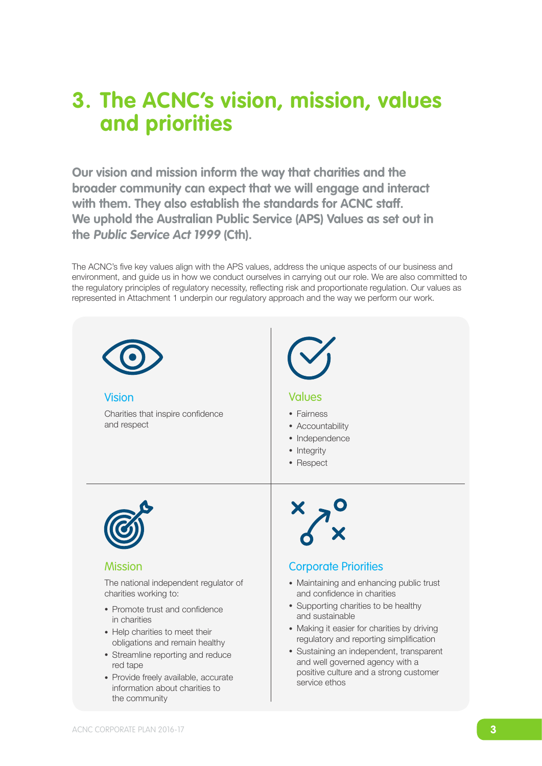# 3. The ACNC's vision, mission, values and priorities

**Our vision and mission inform the way that charities and the broader community can expect that we will engage and interact with them. They also establish the standards for ACNC staff. We uphold the Australian Public Service (APS) Values as set out in the *Public Service Act 1999* (Cth).**

The ACNC's five key values align with the APS values, address the unique aspects of our business and environment, and guide us in how we conduct ourselves in carrying out our role. We are also committed to the regulatory principles of regulatory necessity, reflecting risk and proportionate regulation. Our values as represented in Attachment 1 underpin our regulatory approach and the way we perform our work.

### Vision

Charities that inspire confidence and respect

### Values

- Fairness
- Accountability
- Independence
- Integrity
- Respect

### Mission

The national independent regulator of charities working to:

- Promote trust and confidence in charities
- Help charities to meet their obligations and remain healthy
- Streamline reporting and reduce red tape
- Provide freely available, accurate information about charities to the community

### Corporate Priorities

- Maintaining and enhancing public trust and confidence in charities
- Supporting charities to be healthy and sustainable
- Making it easier for charities by driving regulatory and reporting simplification
- Sustaining an independent, transparent and well governed agency with a positive culture and a strong customer service ethos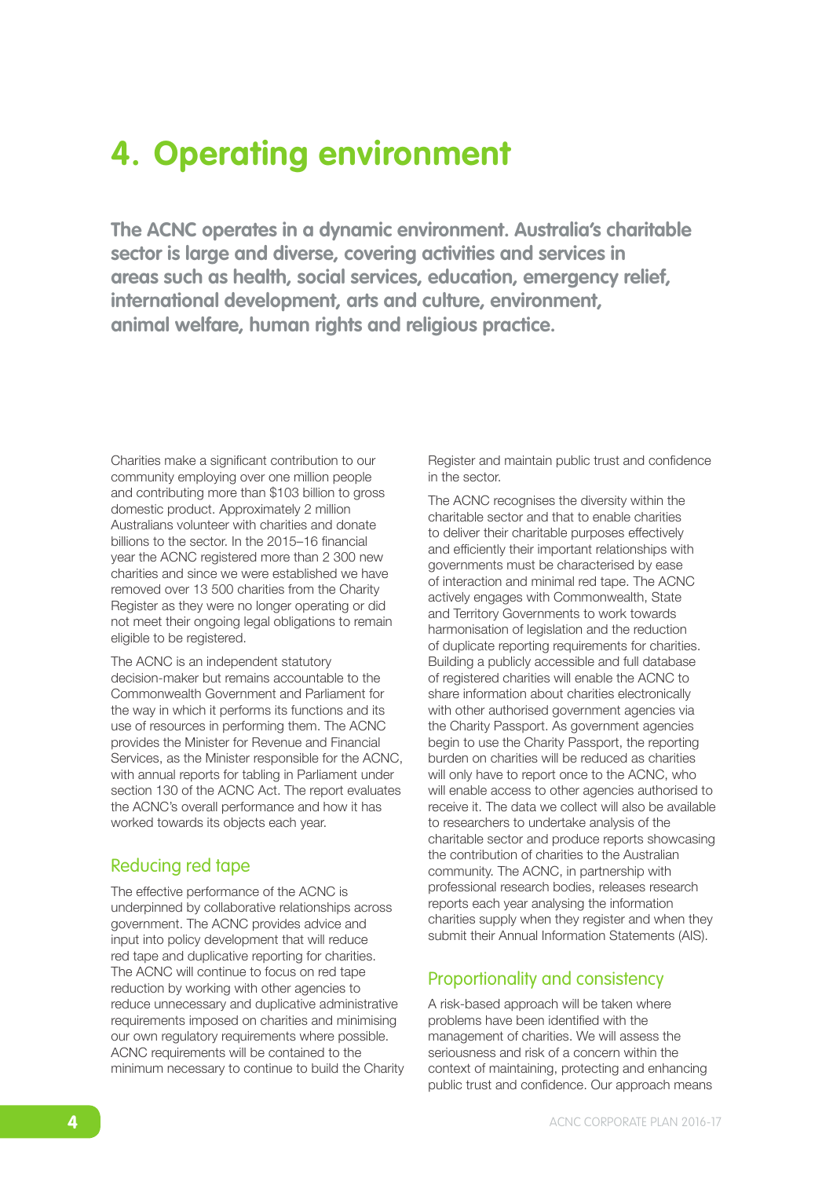# 4. Operating environment

**The ACNC operates in a dynamic environment. Australia's charitable sector is large and diverse, covering activities and services in areas such as health, social services, education, emergency relief, international development, arts and culture, environment, animal welfare, human rights and religious practice.**

Charities make a significant contribution to our community employing over one million people and contributing more than $103 billion to gross domestic product. Approximately 2 million Australians volunteer with charities and donate billions to the sector. In the 2015–16 financial year the ACNC registered more than 2 300 new charities and since we were established we have removed over 13 500 charities from the Charity Register as they were no longer operating or did not meet their ongoing legal obligations to remain eligible to be registered.

The ACNC is an independent statutory decision-maker but remains accountable to the Commonwealth Government and Parliament for the way in which it performs its functions and its use of resources in performing them. The ACNC provides the Minister for Revenue and Financial Services, as the Minister responsible for the ACNC, with annual reports for tabling in Parliament under section 130 of the ACNC Act. The report evaluates the ACNC's overall performance and how it has worked towards its objects each year.

## Reducing red tape

The effective performance of the ACNC is underpinned by collaborative relationships across government. The ACNC provides advice and input into policy development that will reduce red tape and duplicative reporting for charities. The ACNC will continue to focus on red tape reduction by working with other agencies to reduce unnecessary and duplicative administrative requirements imposed on charities and minimising our own regulatory requirements where possible. ACNC requirements will be contained to the minimum necessary to continue to build the Charity Register and maintain public trust and confidence in the sector.

The ACNC recognises the diversity within the charitable sector and that to enable charities to deliver their charitable purposes effectively and efficiently their important relationships with governments must be characterised by ease of interaction and minimal red tape. The ACNC actively engages with Commonwealth, State and Territory Governments to work towards harmonisation of legislation and the reduction of duplicate reporting requirements for charities. Building a publicly accessible and full database of registered charities will enable the ACNC to share information about charities electronically with other authorised government agencies via the Charity Passport. As government agencies begin to use the Charity Passport, the reporting burden on charities will be reduced as charities will only have to report once to the ACNC, who will enable access to other agencies authorised to receive it. The data we collect will also be available to researchers to undertake analysis of the charitable sector and produce reports showcasing the contribution of charities to the Australian community. The ACNC, in partnership with professional research bodies, releases research reports each year analysing the information charities supply when they register and when they submit their Annual Information Statements (AIS).

## Proportionality and consistency

A risk-based approach will be taken where problems have been identified with the management of charities. We will assess the seriousness and risk of a concern within the context of maintaining, protecting and enhancing public trust and confidence. Our approach means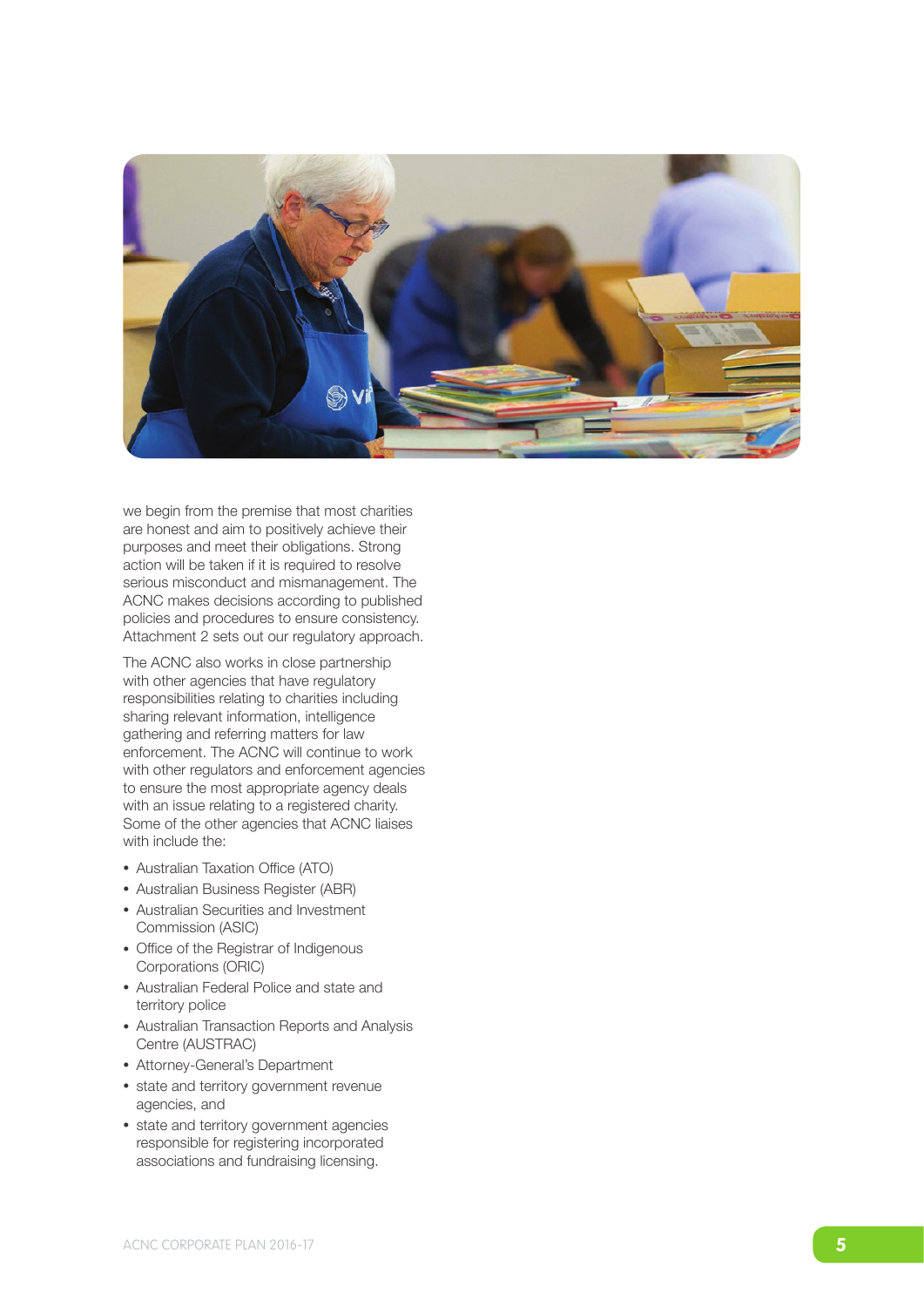we begin from the premise that most charities are honest and aim to positively achieve their purposes and meet their obligations. Strong action will be taken if it is required to resolve serious misconduct and mismanagement. The ACNC makes decisions according to published policies and procedures to ensure consistency. Attachment 2 sets out our regulatory approach.

The ACNC also works in close partnership with other agencies that have regulatory responsibilities relating to charities including sharing relevant information, intelligence gathering and referring matters for law enforcement. The ACNC will continue to work with other regulators and enforcement agencies to ensure the most appropriate agency deals with an issue relating to a registered charity. Some of the other agencies that ACNC liaises with include the:

- Australian Taxation Office (ATO)
- Australian Business Register (ABR)
- Australian Securities and Investment Commission (ASIC)
- Office of the Registrar of Indigenous Corporations (ORIC)
- Australian Federal Police and state and territory police
- Australian Transaction Reports and Analysis Centre (AUSTRAC)
- Attorney-General's Department
- state and territory government revenue agencies, and
- state and territory government agencies responsible for registering incorporated associations and fundraising licensing.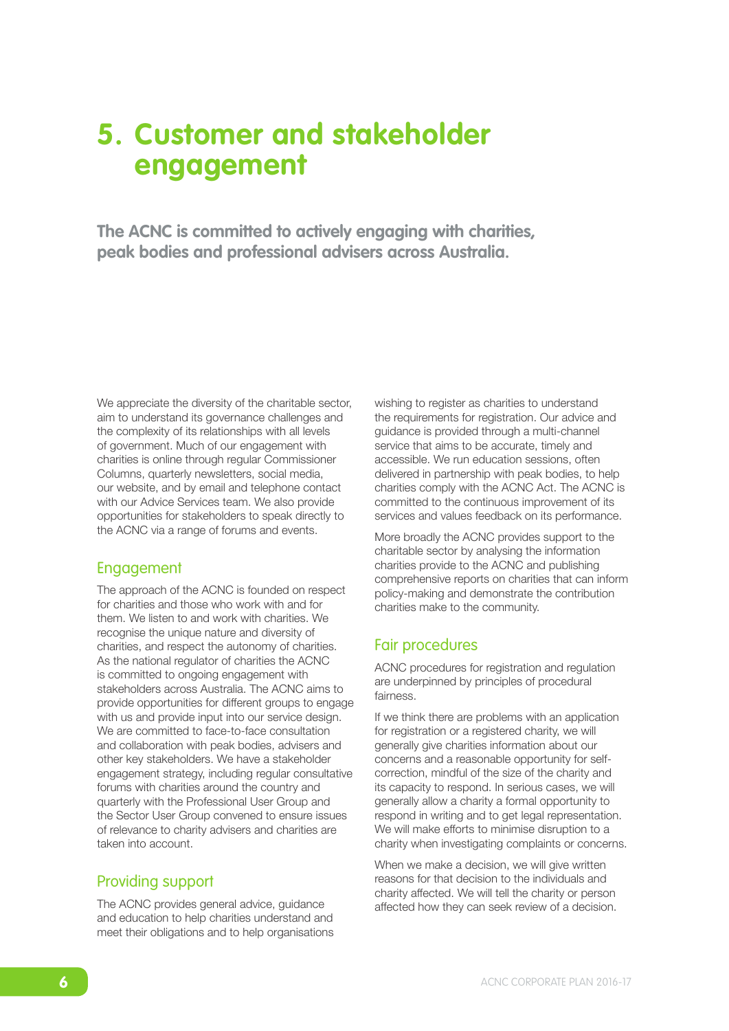# 5. Customer and stakeholder engagement

**The ACNC is committed to actively engaging with charities, peak bodies and professional advisers across Australia.**

We appreciate the diversity of the charitable sector, aim to understand its governance challenges and the complexity of its relationships with all levels of government. Much of our engagement with charities is online through regular Commissioner Columns, quarterly newsletters, social media, our website, and by email and telephone contact with our Advice Services team. We also provide opportunities for stakeholders to speak directly to the ACNC via a range of forums and events.

## Engagement

The approach of the ACNC is founded on respect for charities and those who work with and for them. We listen to and work with charities. We recognise the unique nature and diversity of charities, and respect the autonomy of charities. As the national regulator of charities the ACNC is committed to ongoing engagement with stakeholders across Australia. The ACNC aims to provide opportunities for different groups to engage with us and provide input into our service design. We are committed to face-to-face consultation and collaboration with peak bodies, advisers and other key stakeholders. We have a stakeholder engagement strategy, including regular consultative forums with charities around the country and quarterly with the Professional User Group and the Sector User Group convened to ensure issues of relevance to charity advisers and charities are taken into account.

## Providing support

The ACNC provides general advice, guidance and education to help charities understand and meet their obligations and to help organisations wishing to register as charities to understand the requirements for registration. Our advice and guidance is provided through a multi-channel service that aims to be accurate, timely and accessible. We run education sessions, often delivered in partnership with peak bodies, to help charities comply with the ACNC Act. The ACNC is committed to the continuous improvement of its services and values feedback on its performance.

More broadly the ACNC provides support to the charitable sector by analysing the information charities provide to the ACNC and publishing comprehensive reports on charities that can inform policy-making and demonstrate the contribution charities make to the community.

## Fair procedures

ACNC procedures for registration and regulation are underpinned by principles of procedural fairness.

If we think there are problems with an application for registration or a registered charity, we will generally give charities information about our concerns and a reasonable opportunity for self-correction, mindful of the size of the charity and its capacity to respond. In serious cases, we will generally allow a charity a formal opportunity to respond in writing and to get legal representation. We will make efforts to minimise disruption to a charity when investigating complaints or concerns.

When we make a decision, we will give written reasons for that decision to the individuals and charity affected. We will tell the charity or person affected how they can seek review of a decision.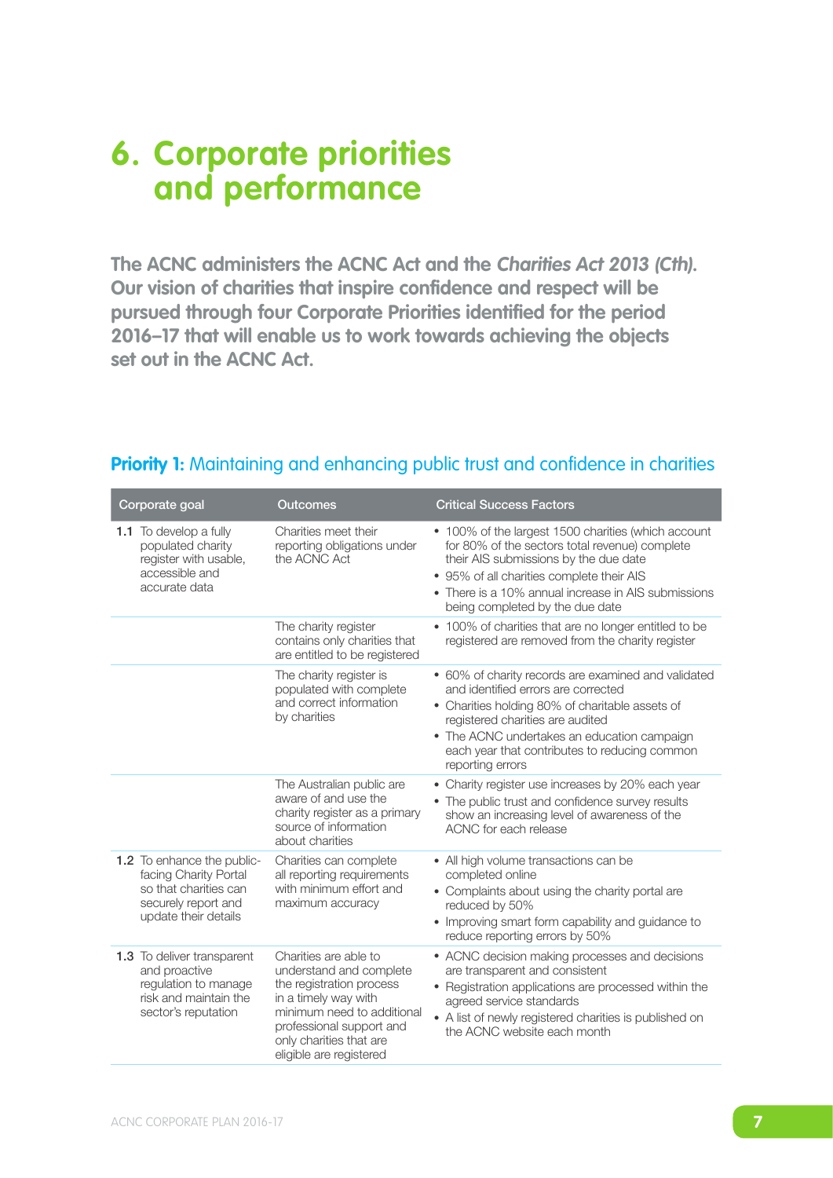# 6. Corporate priorities and performance

**The ACNC administers the ACNC Act and the *Charities Act 2013 (Cth)*. Our vision of charities that inspire confidence and respect will be pursued through four Corporate Priorities identified for the period 2016–17 that will enable us to work towards achieving the objects set out in the ACNC Act.**

## **Priority 1:** Maintaining and enhancing public trust and confidence in charities

| Corporate goal | Outcomes | Critical Success Factors |
|---|---|---|
| **1.1** To develop a fully populated charity register with usable, accessible and accurate data | Charities meet their reporting obligations under the ACNC Act | • 100% of the largest 1500 charities (which account for 80% of the sectors total revenue) complete their AIS submissions by the due date<br>• 95% of all charities complete their AIS<br>• There is a 10% annual increase in AIS submissions being completed by the due date |
| | The charity register contains only charities that are entitled to be registered | • 100% of charities that are no longer entitled to be registered are removed from the charity register |
| | The charity register is populated with complete and correct information by charities | • 60% of charity records are examined and validated and identified errors are corrected<br>• Charities holding 80% of charitable assets of registered charities are audited<br>• The ACNC undertakes an education campaign each year that contributes to reducing common reporting errors |
| | The Australian public are aware of and use the charity register as a primary source of information about charities | • Charity register use increases by 20% each year<br>• The public trust and confidence survey results show an increasing level of awareness of the ACNC for each release |
| **1.2** To enhance the public-facing Charity Portal so that charities can securely report and update their details | Charities can complete all reporting requirements with minimum effort and maximum accuracy | • All high volume transactions can be completed online<br>• Complaints about using the charity portal are reduced by 50%<br>• Improving smart form capability and guidance to reduce reporting errors by 50% |
| **1.3** To deliver transparent and proactive regulation to manage risk and maintain the sector's reputation | Charities are able to understand and complete the registration process in a timely way with minimum need to additional professional support and only charities that are eligible are registered | • ACNC decision making processes and decisions are transparent and consistent<br>• Registration applications are processed within the agreed service standards<br>• A list of newly registered charities is published on the ACNC website each month |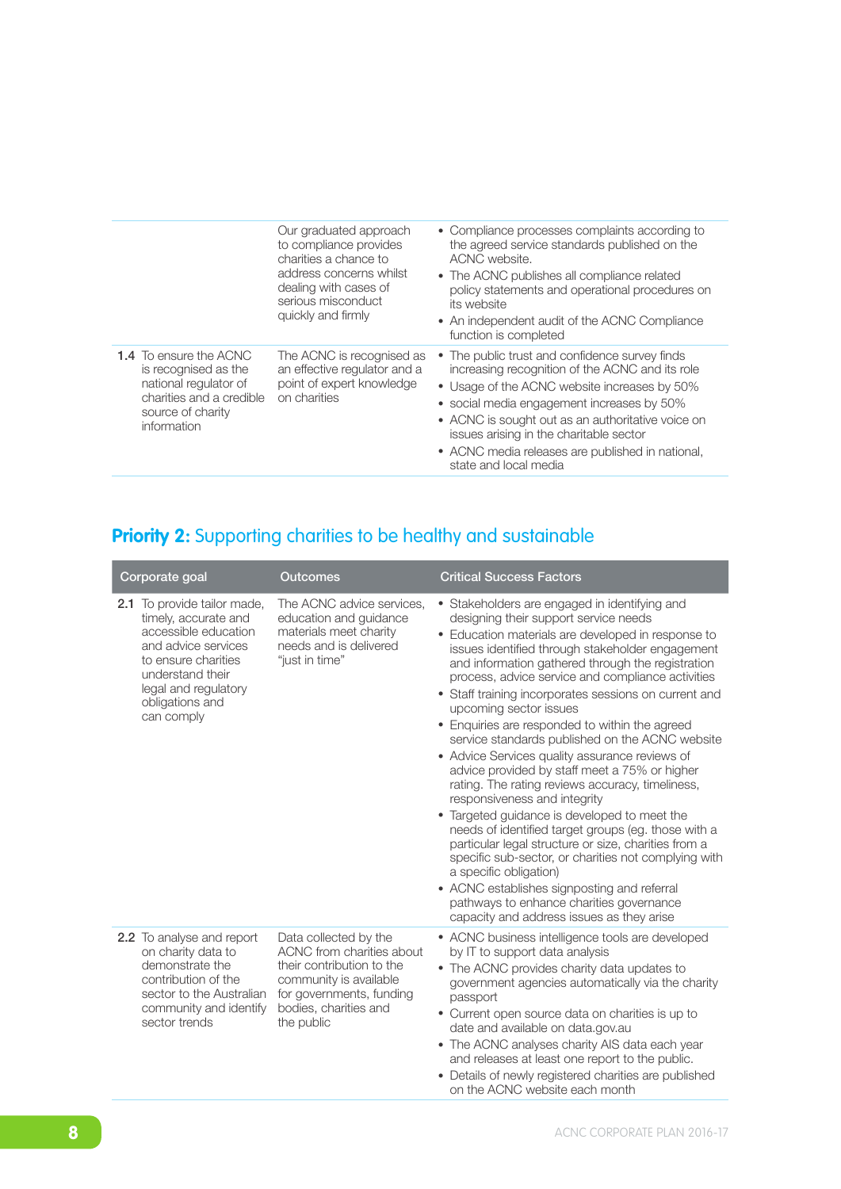| Corporate goal | Outcomes | Critical Success Factors |
|---|---|---|
| | Our graduated approach to compliance provides charities a chance to address concerns whilst dealing with cases of serious misconduct quickly and firmly | • Compliance processes complaints according to the agreed service standards published on the ACNC website.<br>• The ACNC publishes all compliance related policy statements and operational procedures on its website<br>• An independent audit of the ACNC Compliance function is completed |
| **1.4** To ensure the ACNC is recognised as the national regulator of charities and a credible source of charity information | The ACNC is recognised as an effective regulator and a point of expert knowledge on charities | • The public trust and confidence survey finds increasing recognition of the ACNC and its role<br>• Usage of the ACNC website increases by 50%<br>• social media engagement increases by 50%<br>• ACNC is sought out as an authoritative voice on issues arising in the charitable sector<br>• ACNC media releases are published in national, state and local media |

## **Priority 2:** Supporting charities to be healthy and sustainable

| Corporate goal | Outcomes | Critical Success Factors |
|---|---|---|
| **2.1** To provide tailor made, timely, accurate and accessible education and advice services to ensure charities understand their legal and regulatory obligations and can comply | The ACNC advice services, education and guidance materials meet charity needs and is delivered "just in time" | • Stakeholders are engaged in identifying and designing their support service needs<br>• Education materials are developed in response to issues identified through stakeholder engagement and information gathered through the registration process, advice service and compliance activities<br>• Staff training incorporates sessions on current and upcoming sector issues<br>• Enquiries are responded to within the agreed service standards published on the ACNC website<br>• Advice Services quality assurance reviews of advice provided by staff meet a 75% or higher rating. The rating reviews accuracy, timeliness, responsiveness and integrity<br>• Targeted guidance is developed to meet the needs of identified target groups (eg. those with a particular legal structure or size, charities from a specific sub-sector, or charities not complying with a specific obligation)<br>• ACNC establishes signposting and referral pathways to enhance charities governance capacity and address issues as they arise |
| **2.2** To analyse and report on charity data to demonstrate the contribution of the sector to the Australian community and identify sector trends | Data collected by the ACNC from charities about their contribution to the community is available for governments, funding bodies, charities and the public | • ACNC business intelligence tools are developed by IT to support data analysis<br>• The ACNC provides charity data updates to government agencies automatically via the charity passport<br>• Current open source data on charities is up to date and available on data.gov.au<br>• The ACNC analyses charity AIS data each year and releases at least one report to the public.<br>• Details of newly registered charities are published on the ACNC website each month |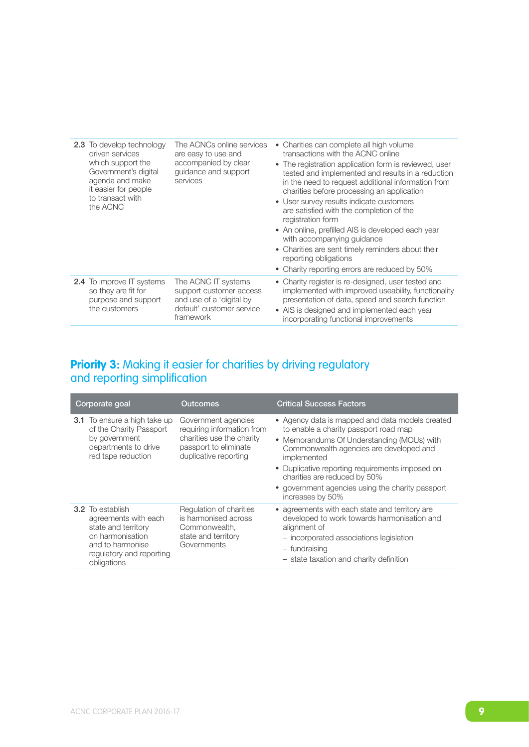| | | |
|---|---|---|
| **2.3** To develop technology driven services which support the Government's digital agenda and make it easier for people to transact with the ACNC | The ACNCs online services are easy to use and accompanied by clear guidance and support services | • Charities can complete all high volume transactions with the ACNC online<br>• The registration application form is reviewed, user tested and implemented and results in a reduction in the need to request additional information from charities before processing an application<br>• User survey results indicate customers are satisfied with the completion of the registration form<br>• An online, prefilled AIS is developed each year with accompanying guidance<br>• Charities are sent timely reminders about their reporting obligations<br>• Charity reporting errors are reduced by 50% |
| **2.4** To improve IT systems so they are fit for purpose and support the customers | The ACNC IT systems support customer access and use of a 'digital by default' customer service framework | • Charity register is re-designed, user tested and implemented with improved useability, functionality presentation of data, speed and search function<br>• AIS is designed and implemented each year incorporating functional improvements |

## **Priority 3:** Making it easier for charities by driving regulatory and reporting simplification

| Corporate goal | Outcomes | Critical Success Factors |
|---|---|---|
| **3.1** To ensure a high take up of the Charity Passport by government departments to drive red tape reduction | Government agencies requiring information from charities use the charity passport to eliminate duplicative reporting | • Agency data is mapped and data models created to enable a charity passport road map<br>• Memorandums Of Understanding (MOUs) with Commonwealth agencies are developed and implemented<br>• Duplicative reporting requirements imposed on charities are reduced by 50%<br>• government agencies using the charity passport increases by 50% |
| **3.2** To establish agreements with each state and territory on harmonisation and to harmonise regulatory and reporting obligations | Regulation of charities is harmonised across Commonwealth, state and territory Governments | • agreements with each state and territory are developed to work towards harmonisation and alignment of<br>– incorporated associations legislation<br>– fundraising<br>– state taxation and charity definition |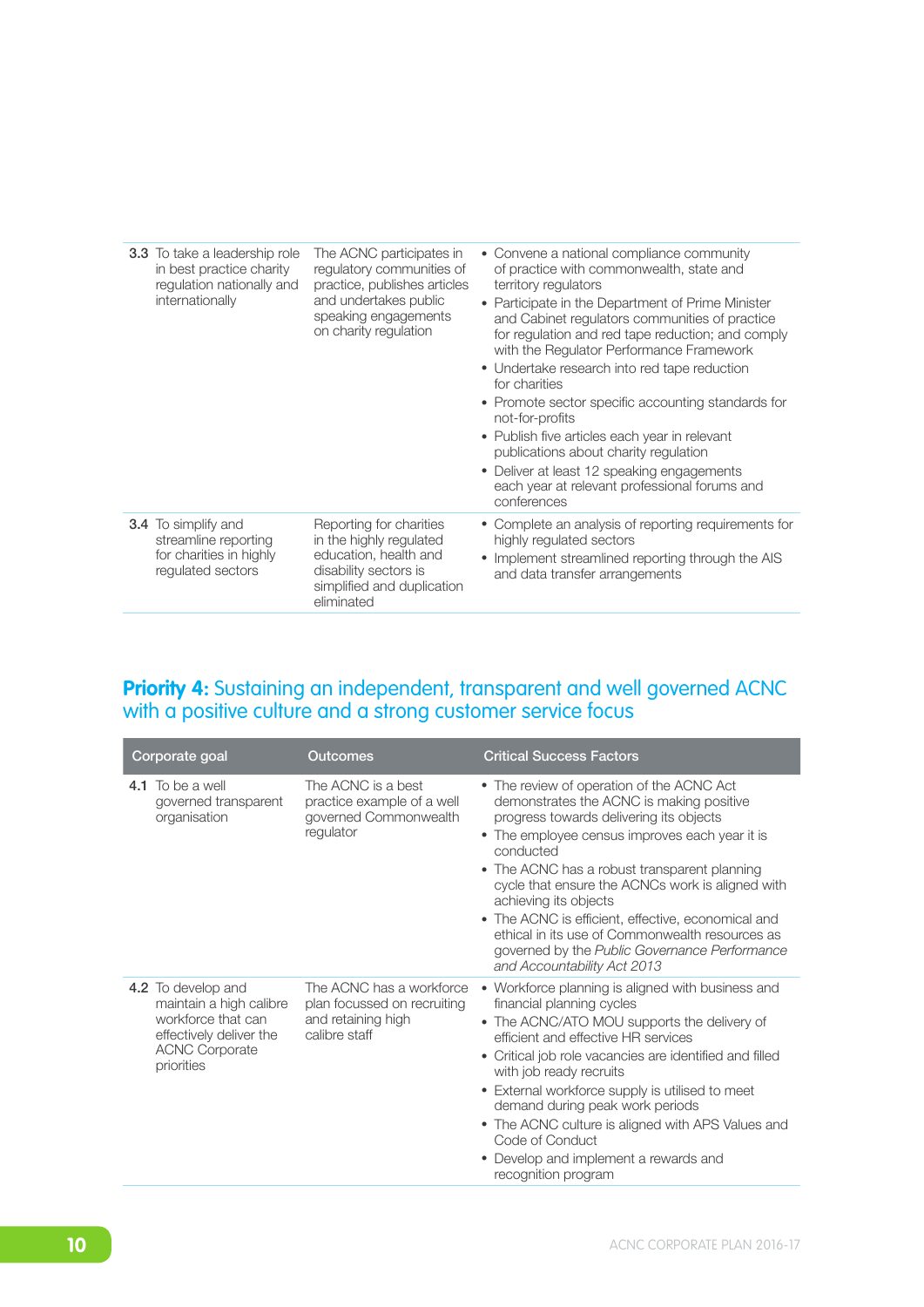| | | |
|---|---|---|
| **3.3** To take a leadership role in best practice charity regulation nationally and internationally | The ACNC participates in regulatory communities of practice, publishes articles and undertakes public speaking engagements on charity regulation | • Convene a national compliance community of practice with commonwealth, state and territory regulators<br>• Participate in the Department of Prime Minister and Cabinet regulators communities of practice for regulation and red tape reduction; and comply with the Regulator Performance Framework<br>• Undertake research into red tape reduction for charities<br>• Promote sector specific accounting standards for not-for-profits<br>• Publish five articles each year in relevant publications about charity regulation<br>• Deliver at least 12 speaking engagements each year at relevant professional forums and conferences |
| **3.4** To simplify and streamline reporting for charities in highly regulated sectors | Reporting for charities in the highly regulated education, health and disability sectors is simplified and duplication eliminated | • Complete an analysis of reporting requirements for highly regulated sectors<br>• Implement streamlined reporting through the AIS and data transfer arrangements |

## **Priority 4:** Sustaining an independent, transparent and well governed ACNC with a positive culture and a strong customer service focus

| Corporate goal | Outcomes | Critical Success Factors |
|---|---|---|
| **4.1** To be a well governed transparent organisation | The ACNC is a best practice example of a well governed Commonwealth regulator | • The review of operation of the ACNC Act demonstrates the ACNC is making positive progress towards delivering its objects<br>• The employee census improves each year it is conducted<br>• The ACNC has a robust transparent planning cycle that ensure the ACNCs work is aligned with achieving its objects<br>• The ACNC is efficient, effective, economical and ethical in its use of Commonwealth resources as governed by the *Public Governance Performance and Accountability Act 2013* |
| **4.2** To develop and maintain a high calibre workforce that can effectively deliver the ACNC Corporate priorities | The ACNC has a workforce plan focussed on recruiting and retaining high calibre staff | • Workforce planning is aligned with business and financial planning cycles<br>• The ACNC/ATO MOU supports the delivery of efficient and effective HR services<br>• Critical job role vacancies are identified and filled with job ready recruits<br>• External workforce supply is utilised to meet demand during peak work periods<br>• The ACNC culture is aligned with APS Values and Code of Conduct<br>• Develop and implement a rewards and recognition program |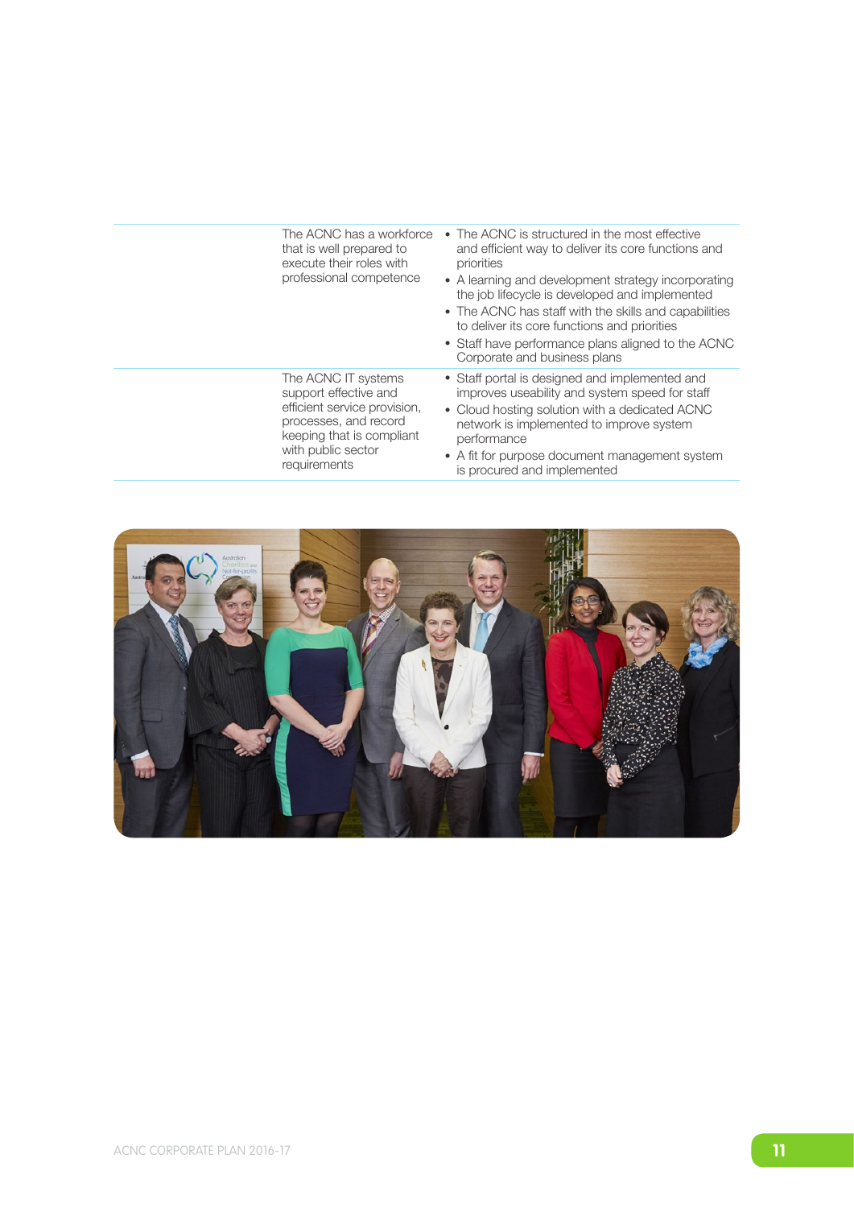|  | The ACNC has a workforce that is well prepared to execute their roles with professional competence | • The ACNC is structured in the most effective and efficient way to deliver its core functions and priorities<br>• A learning and development strategy incorporating the job lifecycle is developed and implemented<br>• The ACNC has staff with the skills and capabilities to deliver its core functions and priorities<br>• Staff have performance plans aligned to the ACNC Corporate and business plans |
|---|---|---|
|  | The ACNC IT systems support effective and efficient service provision, processes, and record keeping that is compliant with public sector requirements | • Staff portal is designed and implemented and improves useability and system speed for staff<br>• Cloud hosting solution with a dedicated ACNC network is implemented to improve system performance<br>• A fit for purpose document management system is procured and implemented |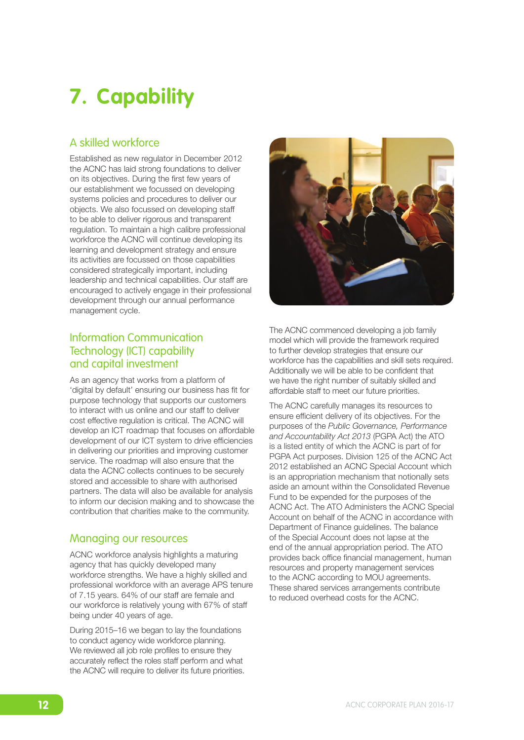# 7. Capability

## A skilled workforce

Established as new regulator in December 2012 the ACNC has laid strong foundations to deliver on its objectives. During the first few years of our establishment we focussed on developing systems policies and procedures to deliver our objects. We also focussed on developing staff to be able to deliver rigorous and transparent regulation. To maintain a high calibre professional workforce the ACNC will continue developing its learning and development strategy and ensure its activities are focussed on those capabilities considered strategically important, including leadership and technical capabilities. Our staff are encouraged to actively engage in their professional development through our annual performance management cycle.

## Information Communication Technology (ICT) capability and capital investment

As an agency that works from a platform of 'digital by default' ensuring our business has fit for purpose technology that supports our customers to interact with us online and our staff to deliver cost effective regulation is critical. The ACNC will develop an ICT roadmap that focuses on affordable development of our ICT system to drive efficiencies in delivering our priorities and improving customer service. The roadmap will also ensure that the data the ACNC collects continues to be securely stored and accessible to share with authorised partners. The data will also be available for analysis to inform our decision making and to showcase the contribution that charities make to the community.

## Managing our resources

ACNC workforce analysis highlights a maturing agency that has quickly developed many workforce strengths. We have a highly skilled and professional workforce with an average APS tenure of 7.15 years. 64% of our staff are female and our workforce is relatively young with 67% of staff being under 40 years of age.

During 2015–16 we began to lay the foundations to conduct agency wide workforce planning. We reviewed all job role profiles to ensure they accurately reflect the roles staff perform and what the ACNC will require to deliver its future priorities.

The ACNC commenced developing a job family model which will provide the framework required to further develop strategies that ensure our workforce has the capabilities and skill sets required. Additionally we will be able to be confident that we have the right number of suitably skilled and affordable staff to meet our future priorities.

The ACNC carefully manages its resources to ensure efficient delivery of its objectives. For the purposes of the *Public Governance, Performance and Accountability Act 2013* (PGPA Act) the ATO is a listed entity of which the ACNC is part of for PGPA Act purposes. Division 125 of the ACNC Act 2012 established an ACNC Special Account which is an appropriation mechanism that notionally sets aside an amount within the Consolidated Revenue Fund to be expended for the purposes of the ACNC Act. The ATO Administers the ACNC Special Account on behalf of the ACNC in accordance with Department of Finance guidelines. The balance of the Special Account does not lapse at the end of the annual appropriation period. The ATO provides back office financial management, human resources and property management services to the ACNC according to MOU agreements. These shared services arrangements contribute to reduced overhead costs for the ACNC.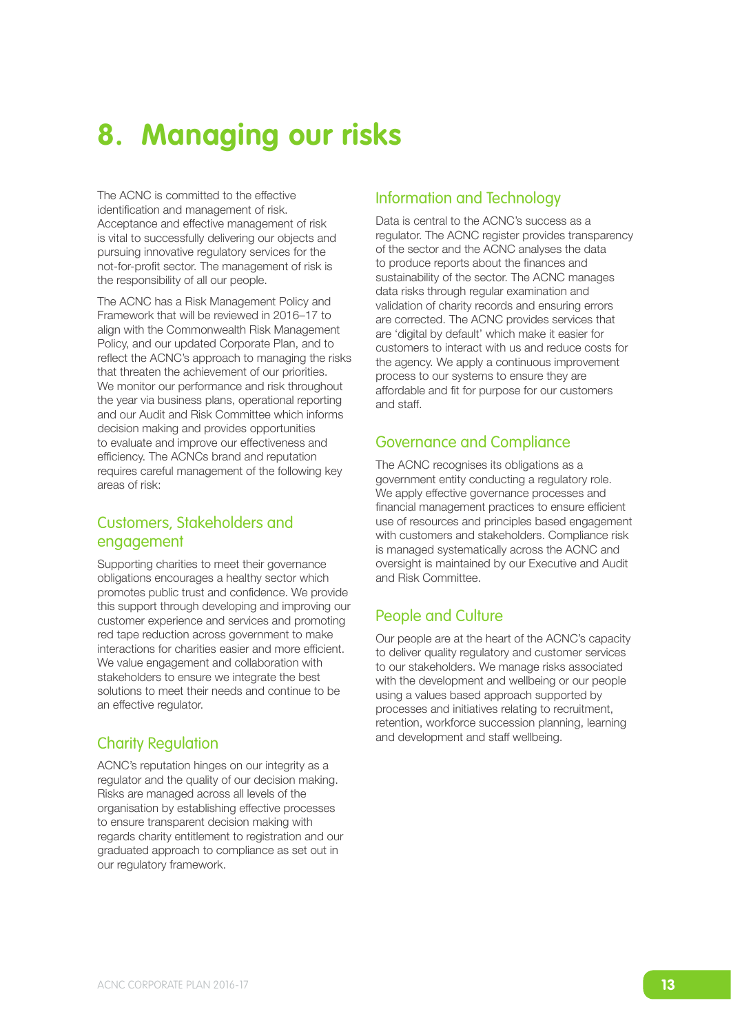# 8. Managing our risks

The ACNC is committed to the effective identification and management of risk. Acceptance and effective management of risk is vital to successfully delivering our objects and pursuing innovative regulatory services for the not-for-profit sector. The management of risk is the responsibility of all our people.

The ACNC has a Risk Management Policy and Framework that will be reviewed in 2016–17 to align with the Commonwealth Risk Management Policy, and our updated Corporate Plan, and to reflect the ACNC's approach to managing the risks that threaten the achievement of our priorities. We monitor our performance and risk throughout the year via business plans, operational reporting and our Audit and Risk Committee which informs decision making and provides opportunities to evaluate and improve our effectiveness and efficiency. The ACNCs brand and reputation requires careful management of the following key areas of risk:

## Customers, Stakeholders and engagement

Supporting charities to meet their governance obligations encourages a healthy sector which promotes public trust and confidence. We provide this support through developing and improving our customer experience and services and promoting red tape reduction across government to make interactions for charities easier and more efficient. We value engagement and collaboration with stakeholders to ensure we integrate the best solutions to meet their needs and continue to be an effective regulator.

## Charity Regulation

ACNC's reputation hinges on our integrity as a regulator and the quality of our decision making. Risks are managed across all levels of the organisation by establishing effective processes to ensure transparent decision making with regards charity entitlement to registration and our graduated approach to compliance as set out in our regulatory framework.

## Information and Technology

Data is central to the ACNC's success as a regulator. The ACNC register provides transparency of the sector and the ACNC analyses the data to produce reports about the finances and sustainability of the sector. The ACNC manages data risks through regular examination and validation of charity records and ensuring errors are corrected. The ACNC provides services that are 'digital by default' which make it easier for customers to interact with us and reduce costs for the agency. We apply a continuous improvement process to our systems to ensure they are affordable and fit for purpose for our customers and staff.

## Governance and Compliance

The ACNC recognises its obligations as a government entity conducting a regulatory role. We apply effective governance processes and financial management practices to ensure efficient use of resources and principles based engagement with customers and stakeholders. Compliance risk is managed systematically across the ACNC and oversight is maintained by our Executive and Audit and Risk Committee.

## People and Culture

Our people are at the heart of the ACNC's capacity to deliver quality regulatory and customer services to our stakeholders. We manage risks associated with the development and wellbeing or our people using a values based approach supported by processes and initiatives relating to recruitment, retention, workforce succession planning, learning and development and staff wellbeing.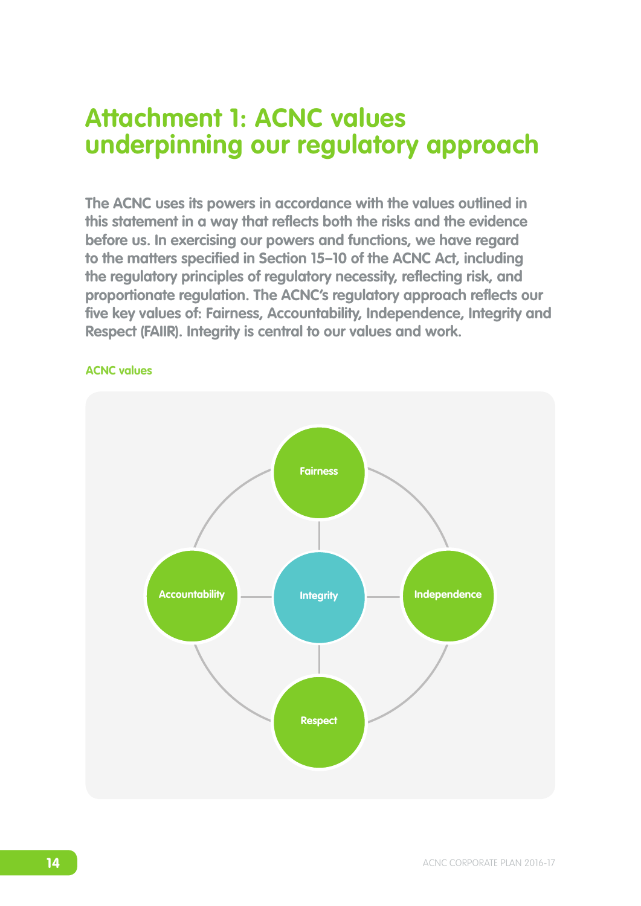# Attachment 1: ACNC values underpinning our regulatory approach

**The ACNC uses its powers in accordance with the values outlined in this statement in a way that reflects both the risks and the evidence before us. In exercising our powers and functions, we have regard to the matters specified in Section 15–10 of the ACNC Act, including the regulatory principles of regulatory necessity, reflecting risk, and proportionate regulation. The ACNC's regulatory approach reflects our five key values of: Fairness, Accountability, Independence, Integrity and Respect (FAIIR). Integrity is central to our values and work.**

**ACNC values**

Fairness

Accountability

Integrity

Independence

Respect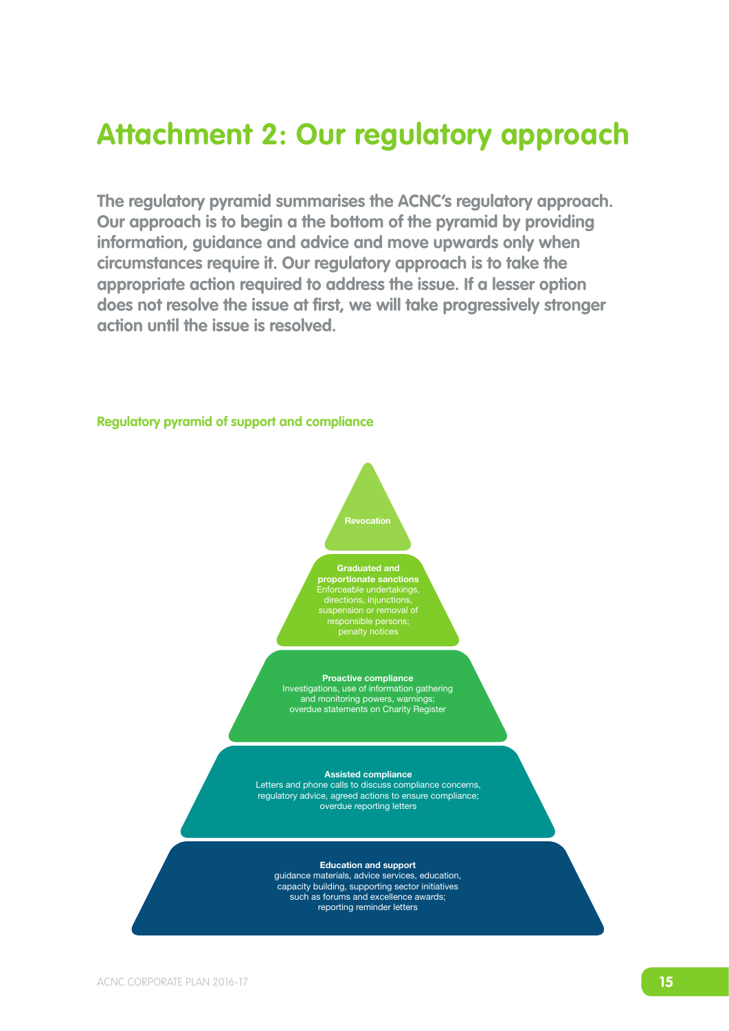# Attachment 2: Our regulatory approach

**The regulatory pyramid summarises the ACNC's regulatory approach. Our approach is to begin a the bottom of the pyramid by providing information, guidance and advice and move upwards only when circumstances require it. Our regulatory approach is to take the appropriate action required to address the issue. If a lesser option does not resolve the issue at first, we will take progressively stronger action until the issue is resolved.**

### Regulatory pyramid of support and compliance

**Revocation**

**Graduated and proportionate sanctions**
Enforceable undertakings, directions, injunctions, suspension or removal of responsible persons; penalty notices

**Proactive compliance**
Investigations, use of information gathering and monitoring powers, warnings; overdue statements on Charity Register

**Assisted compliance**
Letters and phone calls to discuss compliance concerns, regulatory advice, agreed actions to ensure compliance; overdue reporting letters

**Education and support**
guidance materials, advice services, education, capacity building, supporting sector initiatives such as forums and excellence awards; reporting reminder letters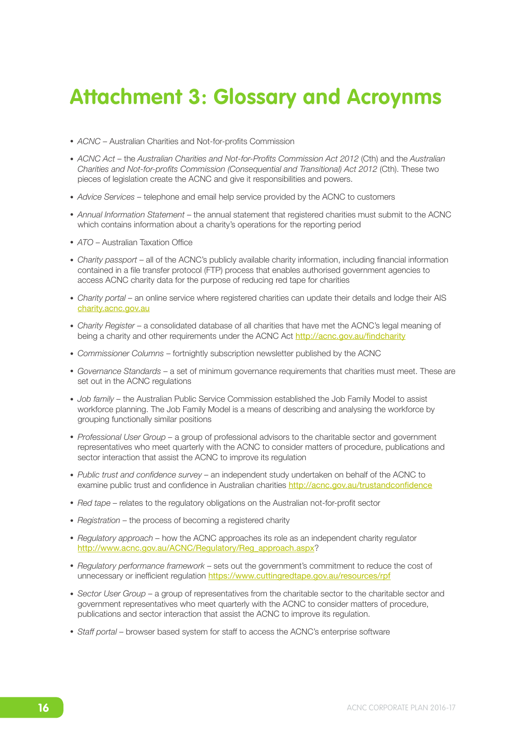# Attachment 3: Glossary and Acroynms

- *ACNC* – Australian Charities and Not-for-profits Commission
- *ACNC Act* – the *Australian Charities and Not-for-Profits Commission Act 2012* (Cth) and the *Australian Charities and Not-for-profits Commission (Consequential and Transitional) Act 2012* (Cth). These two pieces of legislation create the ACNC and give it responsibilities and powers.
- *Advice Services* – telephone and email help service provided by the ACNC to customers
- *Annual Information Statement* – the annual statement that registered charities must submit to the ACNC which contains information about a charity's operations for the reporting period
- *ATO* – Australian Taxation Office
- *Charity passport* – all of the ACNC's publicly available charity information, including financial information contained in a file transfer protocol (FTP) process that enables authorised government agencies to access ACNC charity data for the purpose of reducing red tape for charities
- *Charity portal* – an online service where registered charities can update their details and lodge their AIS charity.acnc.gov.au
- *Charity Register* – a consolidated database of all charities that have met the ACNC's legal meaning of being a charity and other requirements under the ACNC Act http://acnc.gov.au/findcharity
- *Commissioner Columns* – fortnightly subscription newsletter published by the ACNC
- *Governance Standards* – a set of minimum governance requirements that charities must meet. These are set out in the ACNC regulations
- *Job family* – the Australian Public Service Commission established the Job Family Model to assist workforce planning. The Job Family Model is a means of describing and analysing the workforce by grouping functionally similar positions
- *Professional User Group* – a group of professional advisors to the charitable sector and government representatives who meet quarterly with the ACNC to consider matters of procedure, publications and sector interaction that assist the ACNC to improve its regulation
- *Public trust and confidence survey* – an independent study undertaken on behalf of the ACNC to examine public trust and confidence in Australian charities http://acnc.gov.au/trustandconfidence
- *Red tape* – relates to the regulatory obligations on the Australian not-for-profit sector
- *Registration* – the process of becoming a registered charity
- *Regulatory approach* – how the ACNC approaches its role as an independent charity regulator http://www.acnc.gov.au/ACNC/Regulatory/Reg_approach.aspx?
- *Regulatory performance framework* – sets out the government's commitment to reduce the cost of unnecessary or inefficient regulation https://www.cuttingredtape.gov.au/resources/rpf
- *Sector User Group* – a group of representatives from the charitable sector to the charitable sector and government representatives who meet quarterly with the ACNC to consider matters of procedure, publications and sector interaction that assist the ACNC to improve its regulation.
- *Staff portal* – browser based system for staff to access the ACNC's enterprise software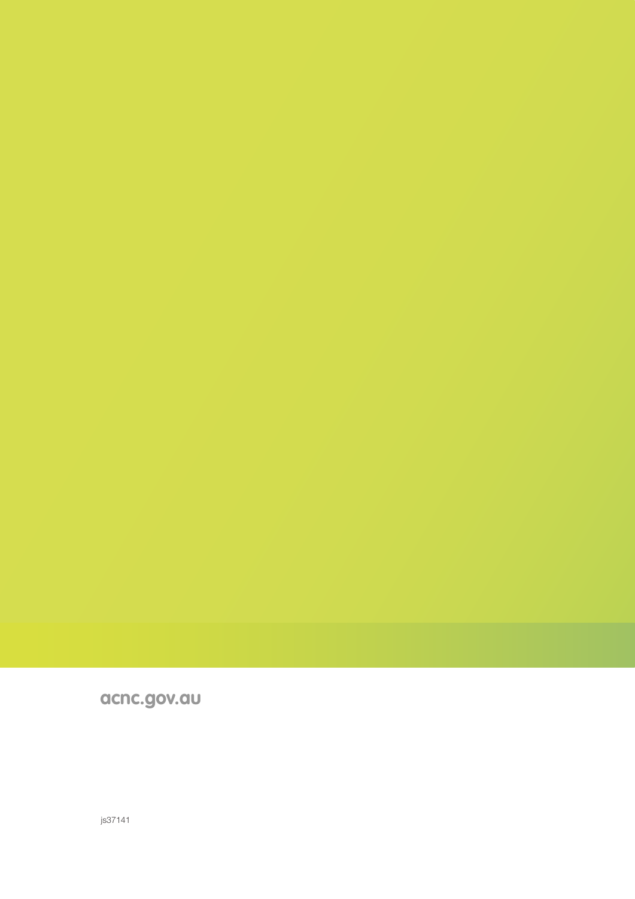acnc.gov.au

js37141